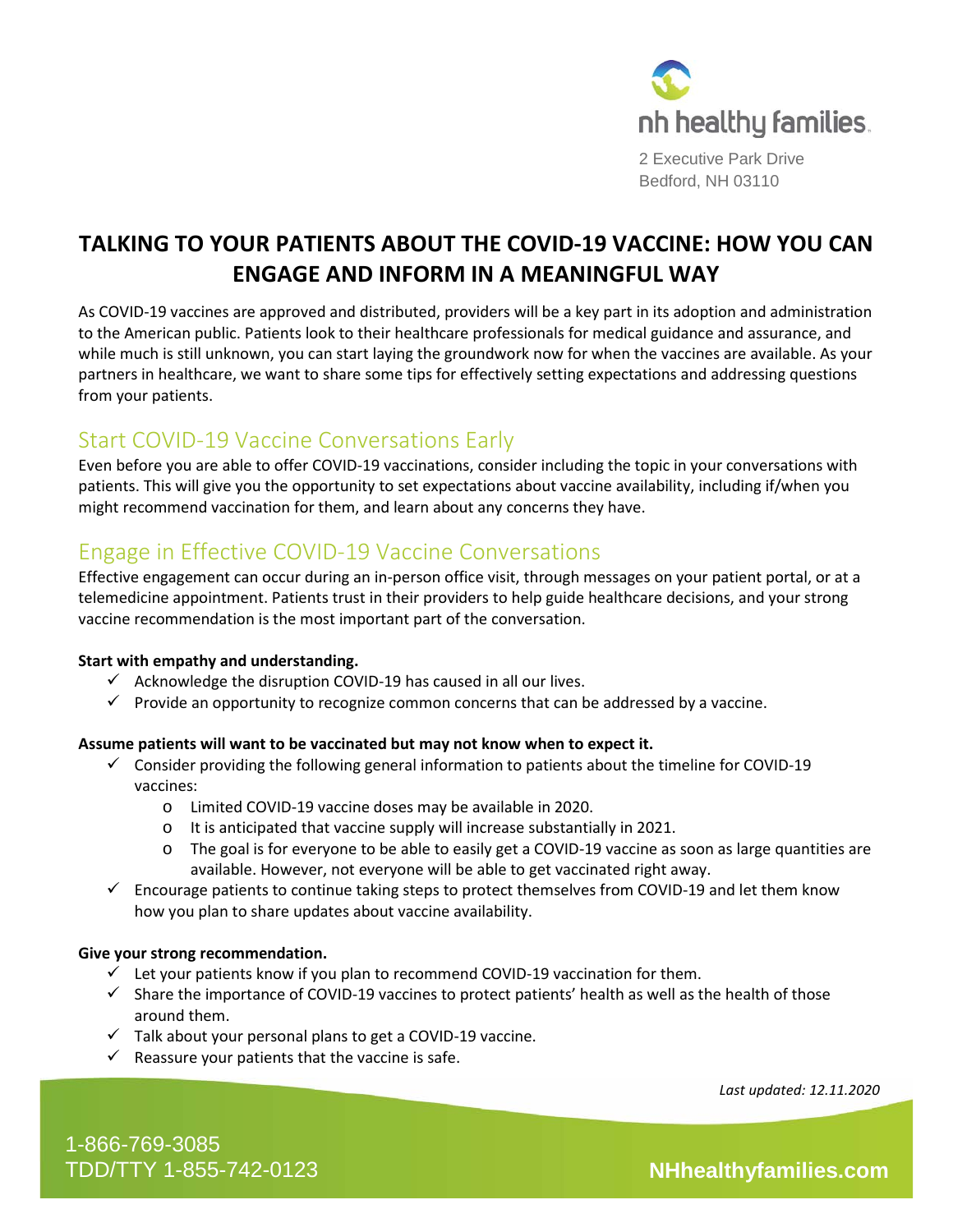nh healthy families

2 Executive Park Drive
Bedford, NH 03110

# TALKING TO YOUR PATIENTS ABOUT THE COVID-19 VACCINE: HOW YOU CAN ENGAGE AND INFORM IN A MEANINGFUL WAY

As COVID-19 vaccines are approved and distributed, providers will be a key part in its adoption and administration to the American public. Patients look to their healthcare professionals for medical guidance and assurance, and while much is still unknown, you can start laying the groundwork now for when the vaccines are available. As your partners in healthcare, we want to share some tips for effectively setting expectations and addressing questions from your patients.

## Start COVID-19 Vaccine Conversations Early

Even before you are able to offer COVID-19 vaccinations, consider including the topic in your conversations with patients. This will give you the opportunity to set expectations about vaccine availability, including if/when you might recommend vaccination for them, and learn about any concerns they have.

## Engage in Effective COVID-19 Vaccine Conversations

Effective engagement can occur during an in-person office visit, through messages on your patient portal, or at a telemedicine appointment. Patients trust in their providers to help guide healthcare decisions, and your strong vaccine recommendation is the most important part of the conversation.

**Start with empathy and understanding.**

- ✓ Acknowledge the disruption COVID-19 has caused in all our lives.
- ✓ Provide an opportunity to recognize common concerns that can be addressed by a vaccine.

**Assume patients will want to be vaccinated but may not know when to expect it.**

- ✓ Consider providing the following general information to patients about the timeline for COVID-19 vaccines:
  - Limited COVID-19 vaccine doses may be available in 2020.
  - It is anticipated that vaccine supply will increase substantially in 2021.
  - The goal is for everyone to be able to easily get a COVID-19 vaccine as soon as large quantities are available. However, not everyone will be able to get vaccinated right away.
- ✓ Encourage patients to continue taking steps to protect themselves from COVID-19 and let them know how you plan to share updates about vaccine availability.

**Give your strong recommendation.**

- ✓ Let your patients know if you plan to recommend COVID-19 vaccination for them.
- ✓ Share the importance of COVID-19 vaccines to protect patients' health as well as the health of those around them.
- ✓ Talk about your personal plans to get a COVID-19 vaccine.
- ✓ Reassure your patients that the vaccine is safe.

*Last updated: 12.11.2020*

1-866-769-3085
TDD/TTY 1-855-742-0123

**NHhealthyfamilies.com**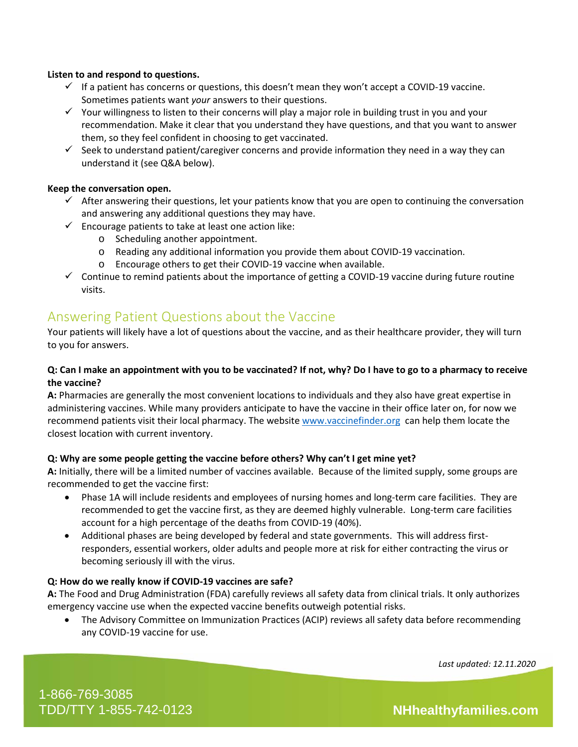**Listen to and respond to questions.**

- ✓ If a patient has concerns or questions, this doesn't mean they won't accept a COVID-19 vaccine. Sometimes patients want *your* answers to their questions.
- ✓ Your willingness to listen to their concerns will play a major role in building trust in you and your recommendation. Make it clear that you understand they have questions, and that you want to answer them, so they feel confident in choosing to get vaccinated.
- ✓ Seek to understand patient/caregiver concerns and provide information they need in a way they can understand it (see Q&A below).

**Keep the conversation open.**

- ✓ After answering their questions, let your patients know that you are open to continuing the conversation and answering any additional questions they may have.
- ✓ Encourage patients to take at least one action like:
  - Scheduling another appointment.
  - Reading any additional information you provide them about COVID-19 vaccination.
  - Encourage others to get their COVID-19 vaccine when available.
- ✓ Continue to remind patients about the importance of getting a COVID-19 vaccine during future routine visits.

## Answering Patient Questions about the Vaccine

Your patients will likely have a lot of questions about the vaccine, and as their healthcare provider, they will turn to you for answers.

**Q: Can I make an appointment with you to be vaccinated? If not, why? Do I have to go to a pharmacy to receive the vaccine?**

**A:** Pharmacies are generally the most convenient locations to individuals and they also have great expertise in administering vaccines. While many providers anticipate to have the vaccine in their office later on, for now we recommend patients visit their local pharmacy. The website [www.vaccinefinder.org](http://www.vaccinefinder.org) can help them locate the closest location with current inventory.

**Q: Why are some people getting the vaccine before others? Why can't I get mine yet?**

**A:** Initially, there will be a limited number of vaccines available. Because of the limited supply, some groups are recommended to get the vaccine first:

- Phase 1A will include residents and employees of nursing homes and long-term care facilities. They are recommended to get the vaccine first, as they are deemed highly vulnerable. Long-term care facilities account for a high percentage of the deaths from COVID-19 (40%).
- Additional phases are being developed by federal and state governments. This will address first-responders, essential workers, older adults and people more at risk for either contracting the virus or becoming seriously ill with the virus.

**Q: How do we really know if COVID-19 vaccines are safe?**

**A:** The Food and Drug Administration (FDA) carefully reviews all safety data from clinical trials. It only authorizes emergency vaccine use when the expected vaccine benefits outweigh potential risks.

- The Advisory Committee on Immunization Practices (ACIP) reviews all safety data before recommending any COVID-19 vaccine for use.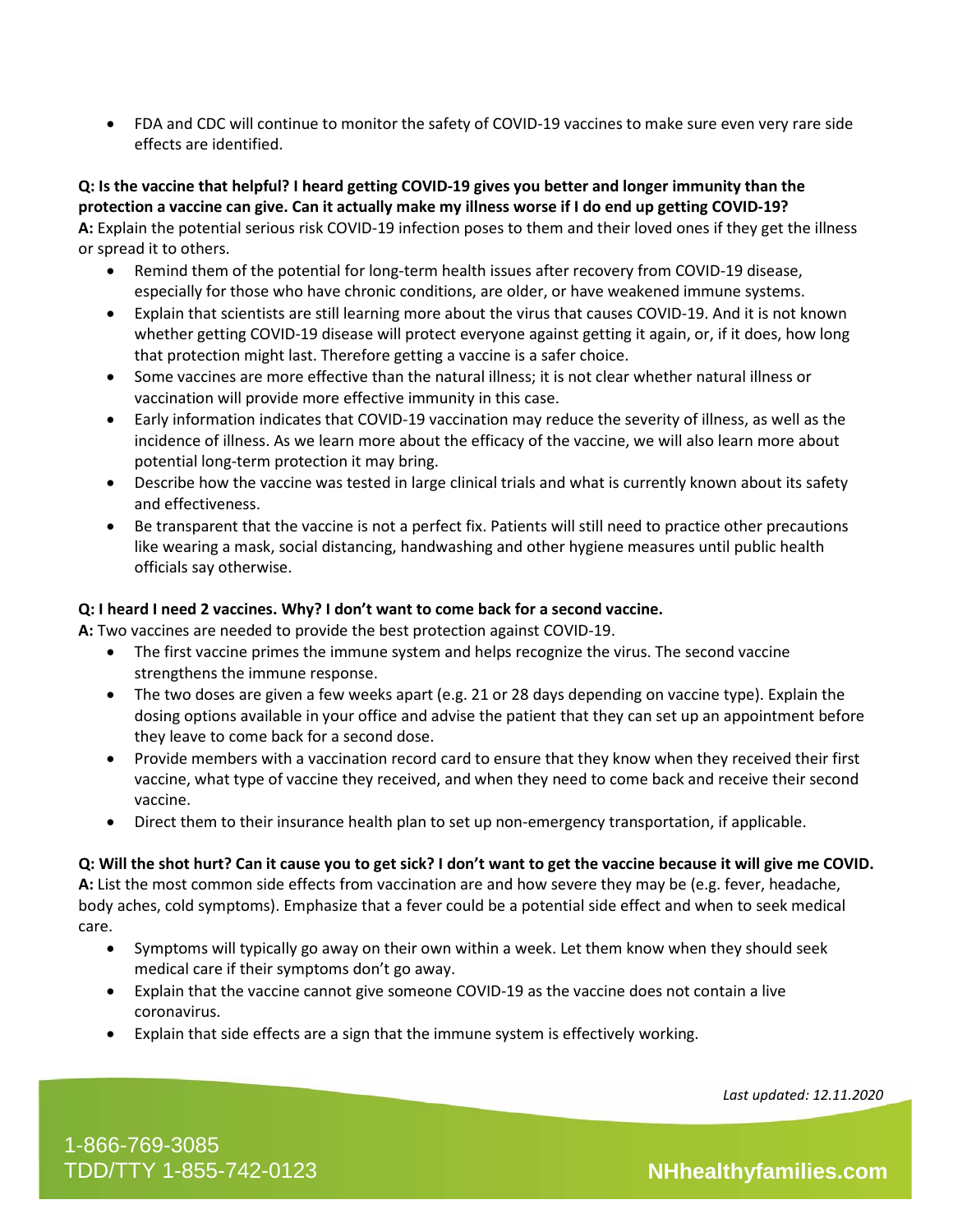- FDA and CDC will continue to monitor the safety of COVID-19 vaccines to make sure even very rare side effects are identified.

**Q: Is the vaccine that helpful? I heard getting COVID-19 gives you better and longer immunity than the protection a vaccine can give. Can it actually make my illness worse if I do end up getting COVID-19?**

**A:** Explain the potential serious risk COVID-19 infection poses to them and their loved ones if they get the illness or spread it to others.

- Remind them of the potential for long-term health issues after recovery from COVID-19 disease, especially for those who have chronic conditions, are older, or have weakened immune systems.
- Explain that scientists are still learning more about the virus that causes COVID-19. And it is not known whether getting COVID-19 disease will protect everyone against getting it again, or, if it does, how long that protection might last. Therefore getting a vaccine is a safer choice.
- Some vaccines are more effective than the natural illness; it is not clear whether natural illness or vaccination will provide more effective immunity in this case.
- Early information indicates that COVID-19 vaccination may reduce the severity of illness, as well as the incidence of illness. As we learn more about the efficacy of the vaccine, we will also learn more about potential long-term protection it may bring.
- Describe how the vaccine was tested in large clinical trials and what is currently known about its safety and effectiveness.
- Be transparent that the vaccine is not a perfect fix. Patients will still need to practice other precautions like wearing a mask, social distancing, handwashing and other hygiene measures until public health officials say otherwise.

**Q: I heard I need 2 vaccines. Why? I don't want to come back for a second vaccine.**

**A:** Two vaccines are needed to provide the best protection against COVID-19.

- The first vaccine primes the immune system and helps recognize the virus. The second vaccine strengthens the immune response.
- The two doses are given a few weeks apart (e.g. 21 or 28 days depending on vaccine type). Explain the dosing options available in your office and advise the patient that they can set up an appointment before they leave to come back for a second dose.
- Provide members with a vaccination record card to ensure that they know when they received their first vaccine, what type of vaccine they received, and when they need to come back and receive their second vaccine.
- Direct them to their insurance health plan to set up non-emergency transportation, if applicable.

**Q: Will the shot hurt? Can it cause you to get sick? I don't want to get the vaccine because it will give me COVID.**

**A:** List the most common side effects from vaccination are and how severe they may be (e.g. fever, headache, body aches, cold symptoms). Emphasize that a fever could be a potential side effect and when to seek medical care.

- Symptoms will typically go away on their own within a week. Let them know when they should seek medical care if their symptoms don't go away.
- Explain that the vaccine cannot give someone COVID-19 as the vaccine does not contain a live coronavirus.
- Explain that side effects are a sign that the immune system is effectively working.

*Last updated: 12.11.2020*

1-866-769-3085
TDD/TTY 1-855-742-0123

**NHhealthyfamilies.com**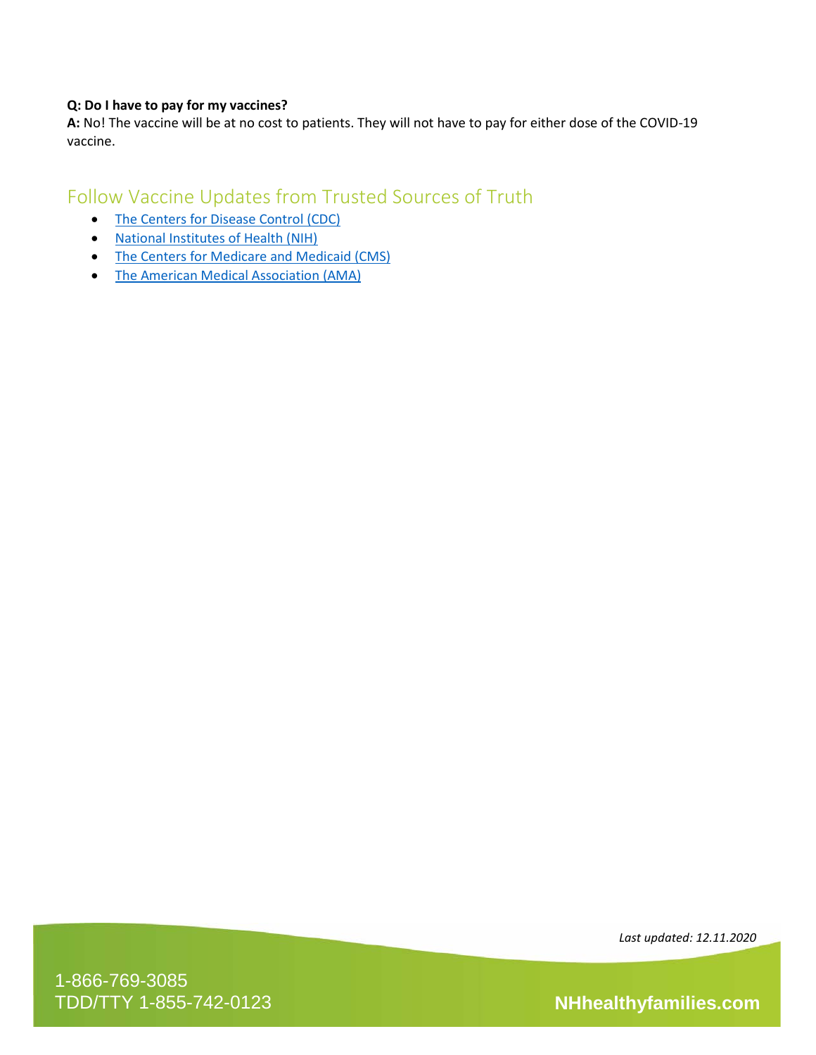**Q: Do I have to pay for my vaccines?**
**A:** No! The vaccine will be at no cost to patients. They will not have to pay for either dose of the COVID-19 vaccine.

## Follow Vaccine Updates from Trusted Sources of Truth

- The Centers for Disease Control (CDC)
- National Institutes of Health (NIH)
- The Centers for Medicare and Medicaid (CMS)
- The American Medical Association (AMA)

*Last updated: 12.11.2020*

1-866-769-3085
TDD/TTY 1-855-742-0123

**NHhealthyfamilies.com**